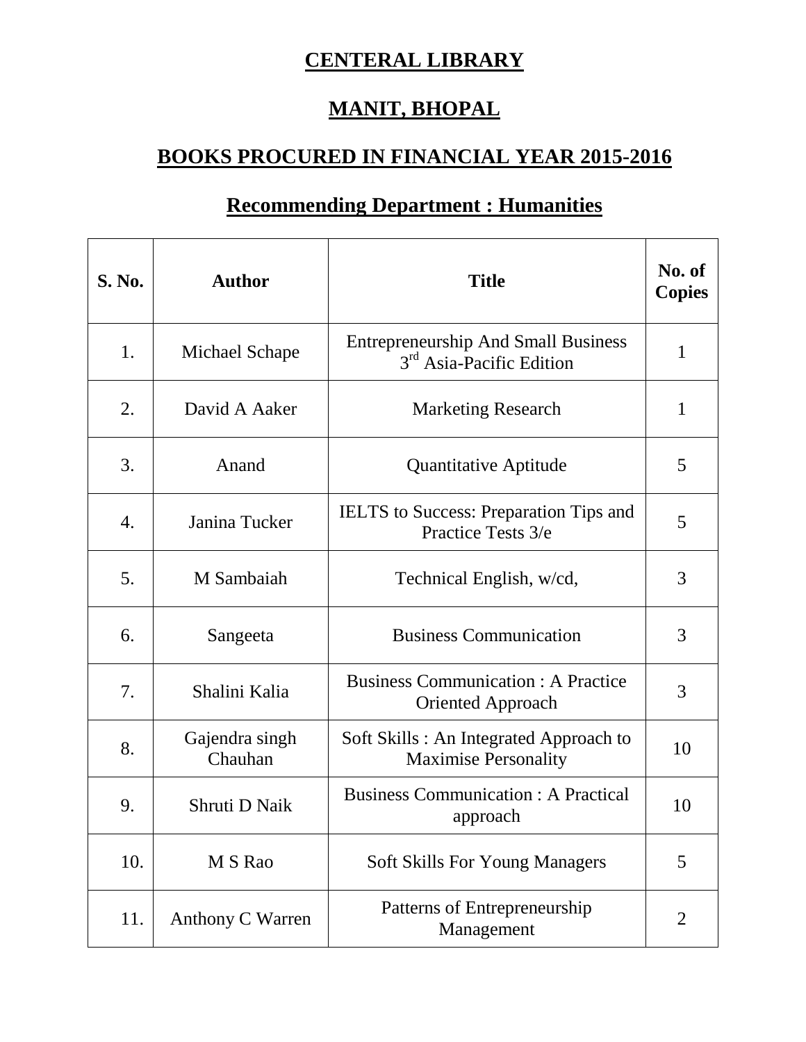# CENTERAL LIBRARY

# MANIT, BHOPAL

## BOOKS PROCURED IN FINANCIAL YEAR 2015-2016

### Recommending Department : Humanities

| S. No. | Author | Title | No. of Copies |
|---|---|---|---|
| 1. | Michael Schape | Entrepreneurship And Small Business 3rd Asia-Pacific Edition | 1 |
| 2. | David A Aaker | Marketing Research | 1 |
| 3. | Anand | Quantitative Aptitude | 5 |
| 4. | Janina Tucker | IELTS to Success: Preparation Tips and Practice Tests 3/e | 5 |
| 5. | M Sambaiah | Technical English, w/cd, | 3 |
| 6. | Sangeeta | Business Communication | 3 |
| 7. | Shalini Kalia | Business Communication : A Practice Oriented Approach | 3 |
| 8. | Gajendra singh Chauhan | Soft Skills : An Integrated Approach to Maximise Personality | 10 |
| 9. | Shruti D Naik | Business Communication : A Practical approach | 10 |
| 10. | M S Rao | Soft Skills For Young Managers | 5 |
| 11. | Anthony C Warren | Patterns of Entrepreneurship Management | 2 |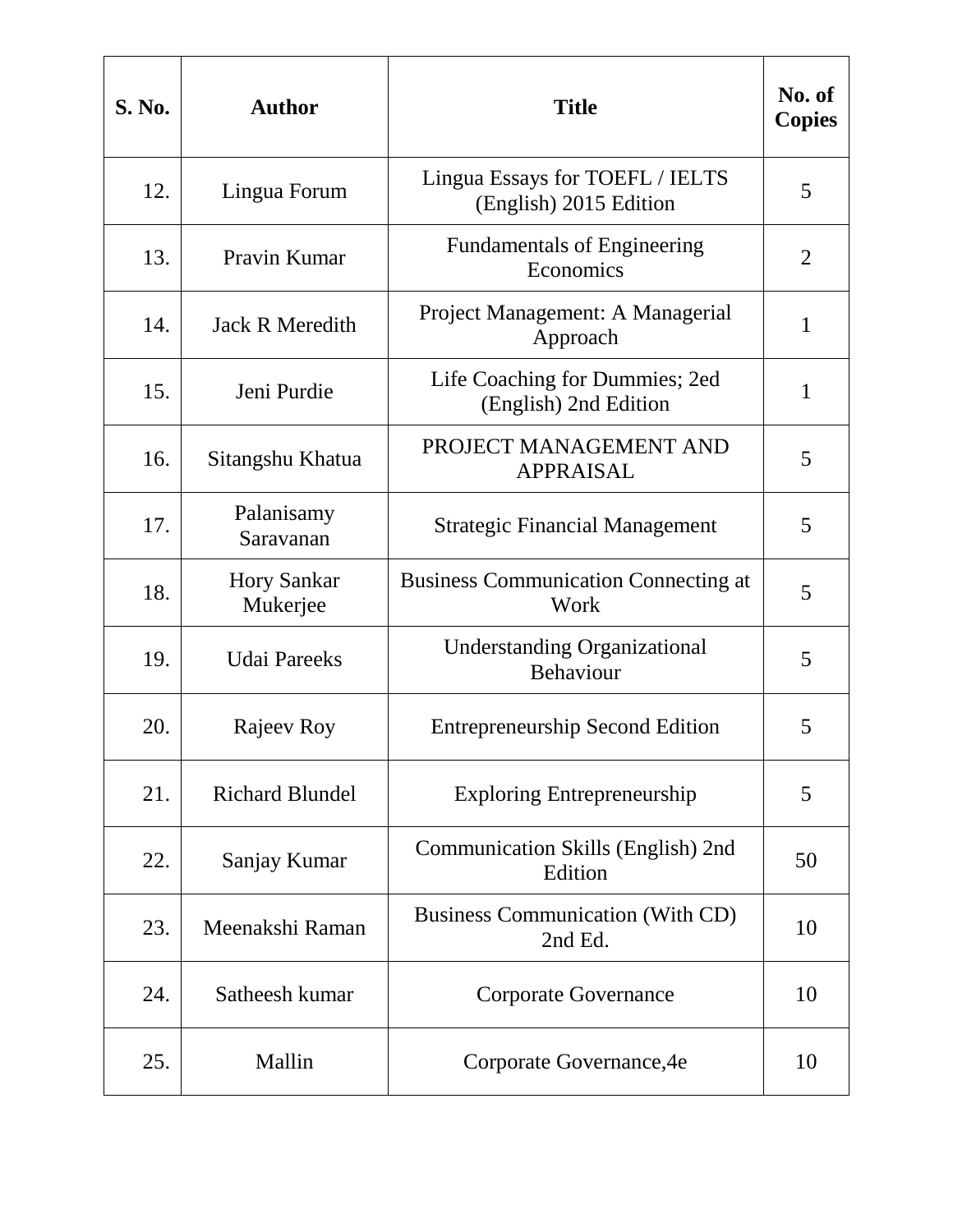| S. No. | Author | Title | No. of Copies |
|---|---|---|---|
| 12. | Lingua Forum | Lingua Essays for TOEFL / IELTS (English) 2015 Edition | 5 |
| 13. | Pravin Kumar | Fundamentals of Engineering Economics | 2 |
| 14. | Jack R Meredith | Project Management: A Managerial Approach | 1 |
| 15. | Jeni Purdie | Life Coaching for Dummies; 2ed (English) 2nd Edition | 1 |
| 16. | Sitangshu Khatua | PROJECT MANAGEMENT AND APPRAISAL | 5 |
| 17. | Palanisamy Saravanan | Strategic Financial Management | 5 |
| 18. | Hory Sankar Mukerjee | Business Communication Connecting at Work | 5 |
| 19. | Udai Pareeks | Understanding Organizational Behaviour | 5 |
| 20. | Rajeev Roy | Entrepreneurship Second Edition | 5 |
| 21. | Richard Blundel | Exploring Entrepreneurship | 5 |
| 22. | Sanjay Kumar | Communication Skills (English) 2nd Edition | 50 |
| 23. | Meenakshi Raman | Business Communication (With CD) 2nd Ed. | 10 |
| 24. | Satheesh kumar | Corporate Governance | 10 |
| 25. | Mallin | Corporate Governance,4e | 10 |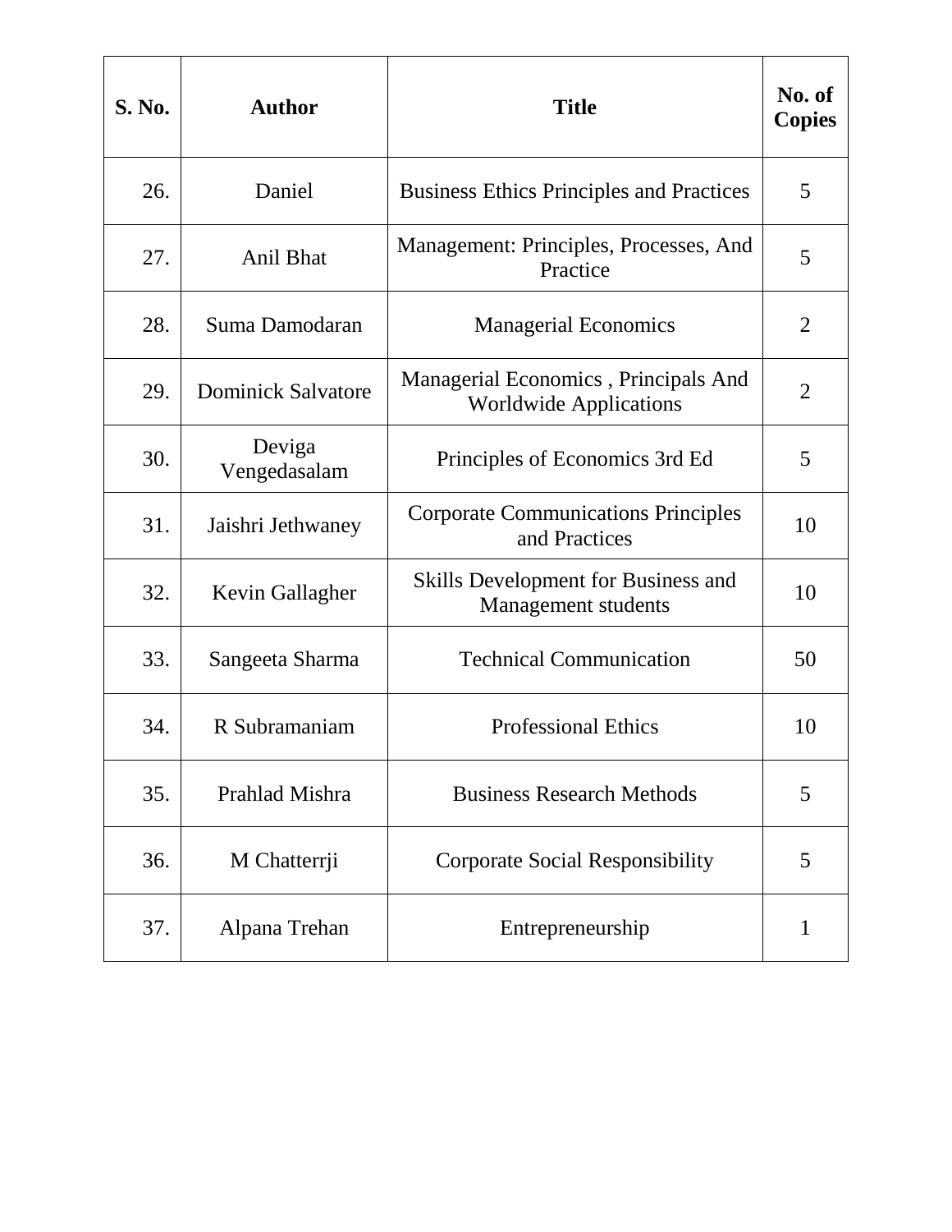| S. No. | Author | Title | No. of Copies |
|---|---|---|---|
| 26. | Daniel | Business Ethics Principles and Practices | 5 |
| 27. | Anil Bhat | Management: Principles, Processes, And Practice | 5 |
| 28. | Suma Damodaran | Managerial Economics | 2 |
| 29. | Dominick Salvatore | Managerial Economics , Principals And Worldwide Applications | 2 |
| 30. | Deviga Vengedasalam | Principles of Economics 3rd Ed | 5 |
| 31. | Jaishri Jethwaney | Corporate Communications Principles and Practices | 10 |
| 32. | Kevin Gallagher | Skills Development for Business and Management students | 10 |
| 33. | Sangeeta Sharma | Technical Communication | 50 |
| 34. | R Subramaniam | Professional Ethics | 10 |
| 35. | Prahlad Mishra | Business Research Methods | 5 |
| 36. | M Chatterrji | Corporate Social Responsibility | 5 |
| 37. | Alpana Trehan | Entrepreneurship | 1 |